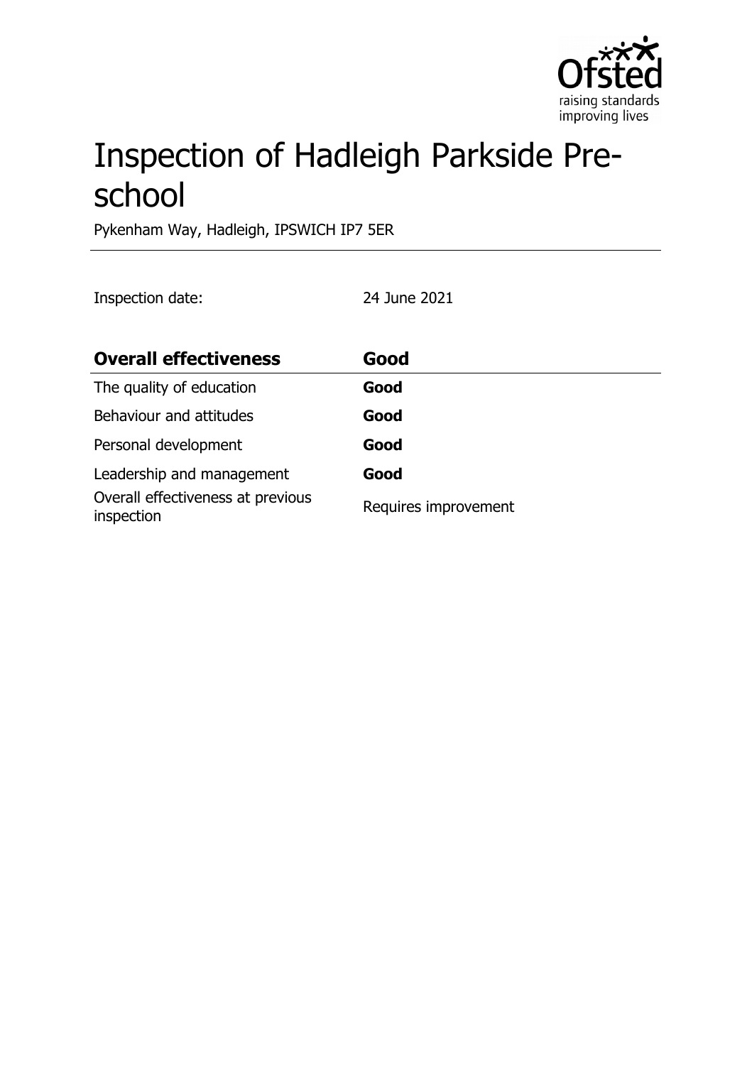# Inspection of Hadleigh Parkside Pre-school

Pykenham Way, Hadleigh, IPSWICH IP7 5ER

Inspection date: 24 June 2021

| **Overall effectiveness** | **Good** |
|---|---|
| The quality of education | **Good** |
| Behaviour and attitudes | **Good** |
| Personal development | **Good** |
| Leadership and management | **Good** |
| Overall effectiveness at previous inspection | Requires improvement |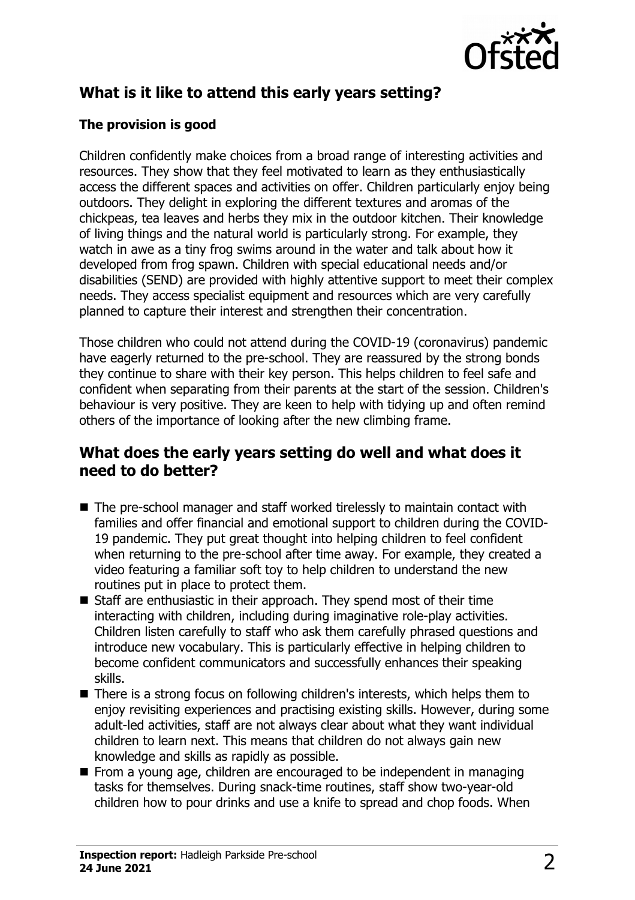## What is it like to attend this early years setting?

### The provision is good

Children confidently make choices from a broad range of interesting activities and resources. They show that they feel motivated to learn as they enthusiastically access the different spaces and activities on offer. Children particularly enjoy being outdoors. They delight in exploring the different textures and aromas of the chickpeas, tea leaves and herbs they mix in the outdoor kitchen. Their knowledge of living things and the natural world is particularly strong. For example, they watch in awe as a tiny frog swims around in the water and talk about how it developed from frog spawn. Children with special educational needs and/or disabilities (SEND) are provided with highly attentive support to meet their complex needs. They access specialist equipment and resources which are very carefully planned to capture their interest and strengthen their concentration.

Those children who could not attend during the COVID-19 (coronavirus) pandemic have eagerly returned to the pre-school. They are reassured by the strong bonds they continue to share with their key person. This helps children to feel safe and confident when separating from their parents at the start of the session. Children's behaviour is very positive. They are keen to help with tidying up and often remind others of the importance of looking after the new climbing frame.

## What does the early years setting do well and what does it need to do better?

- The pre-school manager and staff worked tirelessly to maintain contact with families and offer financial and emotional support to children during the COVID-19 pandemic. They put great thought into helping children to feel confident when returning to the pre-school after time away. For example, they created a video featuring a familiar soft toy to help children to understand the new routines put in place to protect them.
- Staff are enthusiastic in their approach. They spend most of their time interacting with children, including during imaginative role-play activities. Children listen carefully to staff who ask them carefully phrased questions and introduce new vocabulary. This is particularly effective in helping children to become confident communicators and successfully enhances their speaking skills.
- There is a strong focus on following children's interests, which helps them to enjoy revisiting experiences and practising existing skills. However, during some adult-led activities, staff are not always clear about what they want individual children to learn next. This means that children do not always gain new knowledge and skills as rapidly as possible.
- From a young age, children are encouraged to be independent in managing tasks for themselves. During snack-time routines, staff show two-year-old children how to pour drinks and use a knife to spread and chop foods. When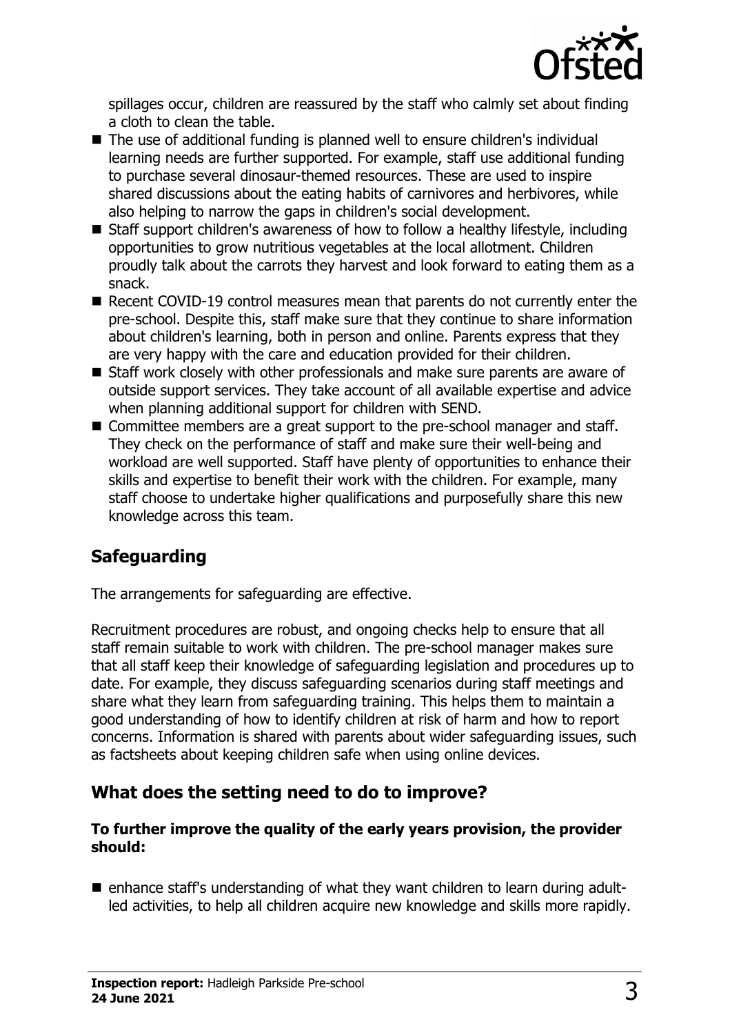spillages occur, children are reassured by the staff who calmly set about finding a cloth to clean the table.

- The use of additional funding is planned well to ensure children's individual learning needs are further supported. For example, staff use additional funding to purchase several dinosaur-themed resources. These are used to inspire shared discussions about the eating habits of carnivores and herbivores, while also helping to narrow the gaps in children's social development.
- Staff support children's awareness of how to follow a healthy lifestyle, including opportunities to grow nutritious vegetables at the local allotment. Children proudly talk about the carrots they harvest and look forward to eating them as a snack.
- Recent COVID-19 control measures mean that parents do not currently enter the pre-school. Despite this, staff make sure that they continue to share information about children's learning, both in person and online. Parents express that they are very happy with the care and education provided for their children.
- Staff work closely with other professionals and make sure parents are aware of outside support services. They take account of all available expertise and advice when planning additional support for children with SEND.
- Committee members are a great support to the pre-school manager and staff. They check on the performance of staff and make sure their well-being and workload are well supported. Staff have plenty of opportunities to enhance their skills and expertise to benefit their work with the children. For example, many staff choose to undertake higher qualifications and purposefully share this new knowledge across this team.

## Safeguarding

The arrangements for safeguarding are effective.

Recruitment procedures are robust, and ongoing checks help to ensure that all staff remain suitable to work with children. The pre-school manager makes sure that all staff keep their knowledge of safeguarding legislation and procedures up to date. For example, they discuss safeguarding scenarios during staff meetings and share what they learn from safeguarding training. This helps them to maintain a good understanding of how to identify children at risk of harm and how to report concerns. Information is shared with parents about wider safeguarding issues, such as factsheets about keeping children safe when using online devices.

## What does the setting need to do to improve?

**To further improve the quality of the early years provision, the provider should:**

- enhance staff's understanding of what they want children to learn during adult-led activities, to help all children acquire new knowledge and skills more rapidly.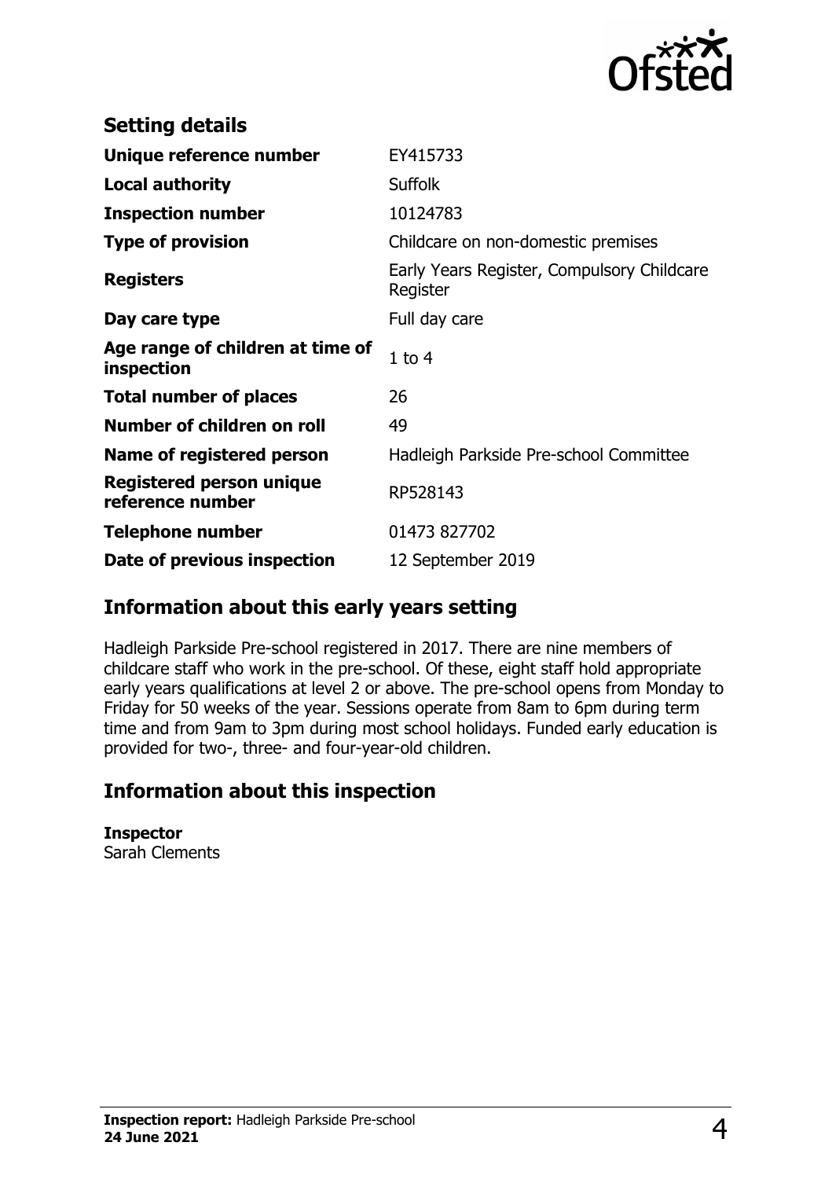## Setting details

| | |
|---|---|
| **Unique reference number** | EY415733 |
| **Local authority** | Suffolk |
| **Inspection number** | 10124783 |
| **Type of provision** | Childcare on non-domestic premises |
| **Registers** | Early Years Register, Compulsory Childcare Register |
| **Day care type** | Full day care |
| **Age range of children at time of inspection** | 1 to 4 |
| **Total number of places** | 26 |
| **Number of children on roll** | 49 |
| **Name of registered person** | Hadleigh Parkside Pre-school Committee |
| **Registered person unique reference number** | RP528143 |
| **Telephone number** | 01473 827702 |
| **Date of previous inspection** | 12 September 2019 |

## Information about this early years setting

Hadleigh Parkside Pre-school registered in 2017. There are nine members of childcare staff who work in the pre-school. Of these, eight staff hold appropriate early years qualifications at level 2 or above. The pre-school opens from Monday to Friday for 50 weeks of the year. Sessions operate from 8am to 6pm during term time and from 9am to 3pm during most school holidays. Funded early education is provided for two-, three- and four-year-old children.

## Information about this inspection

**Inspector**
Sarah Clements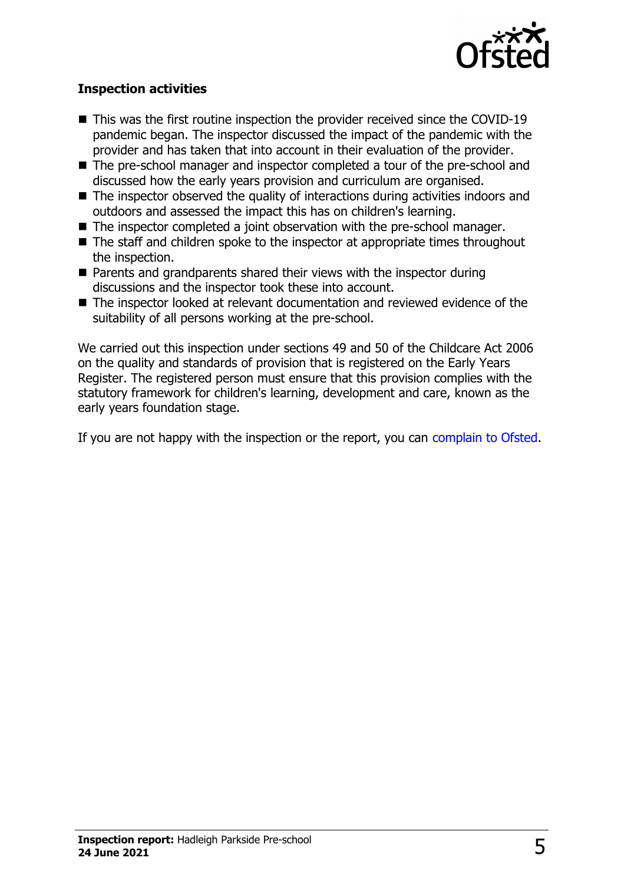**Inspection activities**

- This was the first routine inspection the provider received since the COVID-19 pandemic began. The inspector discussed the impact of the pandemic with the provider and has taken that into account in their evaluation of the provider.
- The pre-school manager and inspector completed a tour of the pre-school and discussed how the early years provision and curriculum are organised.
- The inspector observed the quality of interactions during activities indoors and outdoors and assessed the impact this has on children's learning.
- The inspector completed a joint observation with the pre-school manager.
- The staff and children spoke to the inspector at appropriate times throughout the inspection.
- Parents and grandparents shared their views with the inspector during discussions and the inspector took these into account.
- The inspector looked at relevant documentation and reviewed evidence of the suitability of all persons working at the pre-school.

We carried out this inspection under sections 49 and 50 of the Childcare Act 2006 on the quality and standards of provision that is registered on the Early Years Register. The registered person must ensure that this provision complies with the statutory framework for children's learning, development and care, known as the early years foundation stage.

If you are not happy with the inspection or the report, you can complain to Ofsted.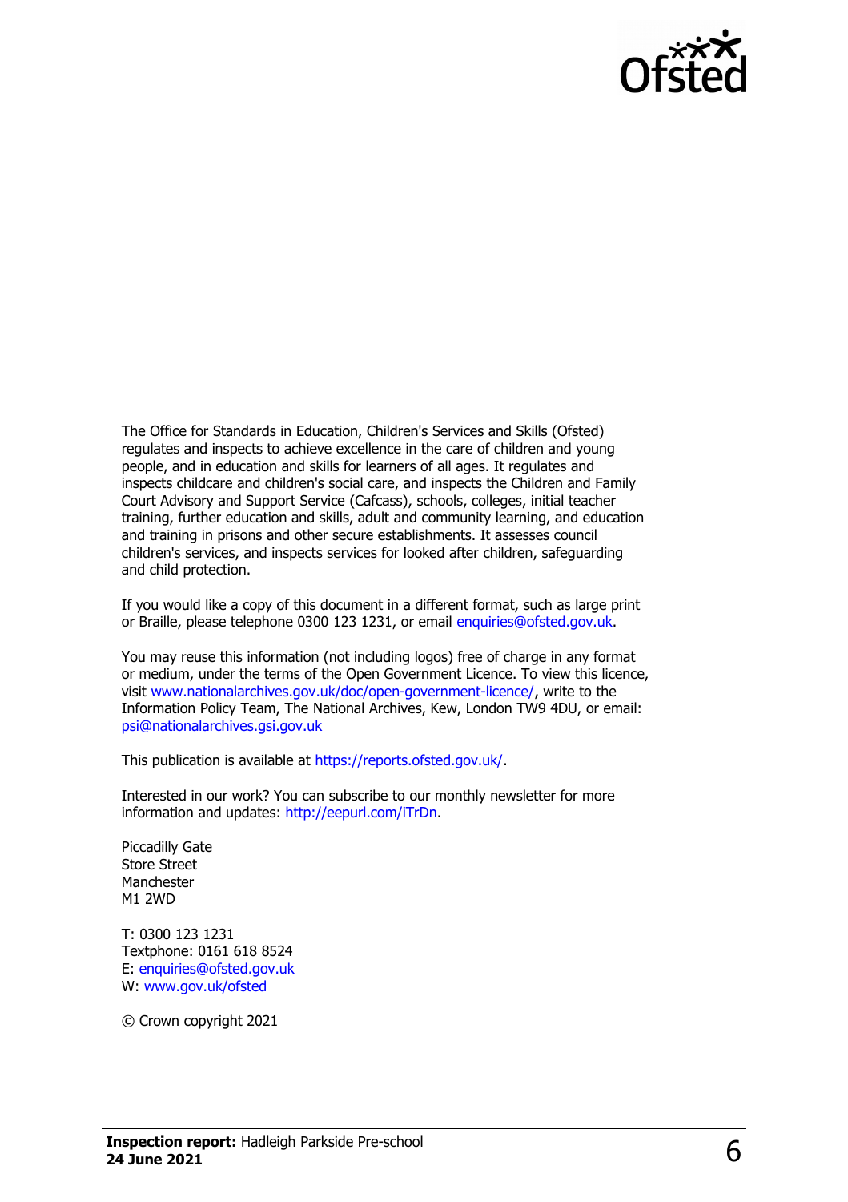The Office for Standards in Education, Children's Services and Skills (Ofsted) regulates and inspects to achieve excellence in the care of children and young people, and in education and skills for learners of all ages. It regulates and inspects childcare and children's social care, and inspects the Children and Family Court Advisory and Support Service (Cafcass), schools, colleges, initial teacher training, further education and skills, adult and community learning, and education and training in prisons and other secure establishments. It assesses council children's services, and inspects services for looked after children, safeguarding and child protection.

If you would like a copy of this document in a different format, such as large print or Braille, please telephone 0300 123 1231, or email enquiries@ofsted.gov.uk.

You may reuse this information (not including logos) free of charge in any format or medium, under the terms of the Open Government Licence. To view this licence, visit www.nationalarchives.gov.uk/doc/open-government-licence/, write to the Information Policy Team, The National Archives, Kew, London TW9 4DU, or email: psi@nationalarchives.gsi.gov.uk

This publication is available at https://reports.ofsted.gov.uk/.

Interested in our work? You can subscribe to our monthly newsletter for more information and updates: http://eepurl.com/iTrDn.

Piccadilly Gate
Store Street
Manchester
M1 2WD

T: 0300 123 1231
Textphone: 0161 618 8524
E: enquiries@ofsted.gov.uk
W: www.gov.uk/ofsted

© Crown copyright 2021